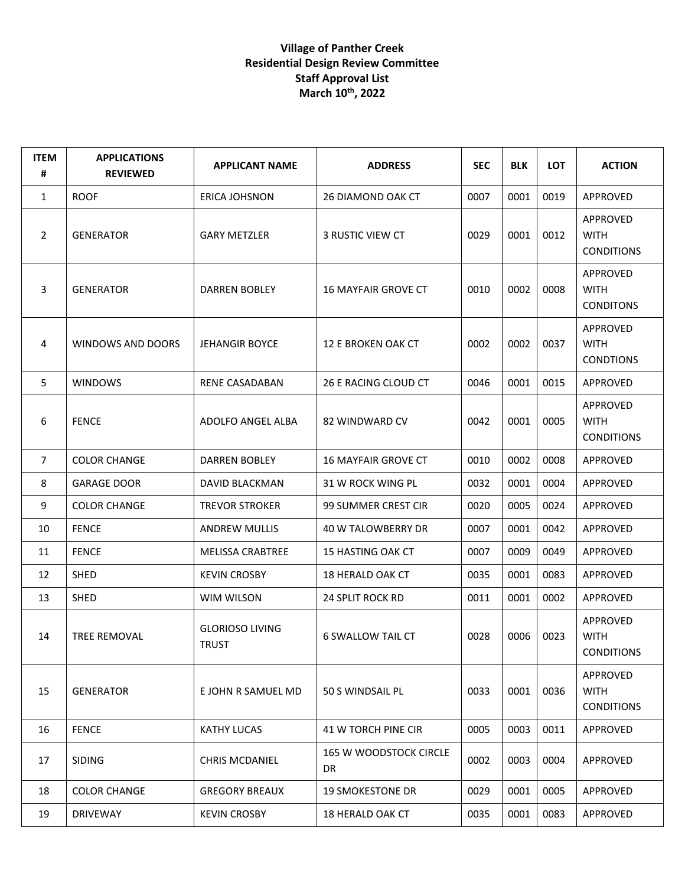**Village of Panther Creek**
**Residential Design Review Committee**
**Staff Approval List**
**March 10th, 2022**

| ITEM # | APPLICATIONS REVIEWED | APPLICANT NAME | ADDRESS | SEC | BLK | LOT | ACTION |
|---|---|---|---|---|---|---|---|
| 1 | ROOF | ERICA JOHSNON | 26 DIAMOND OAK CT | 0007 | 0001 | 0019 | APPROVED |
| 2 | GENERATOR | GARY METZLER | 3 RUSTIC VIEW CT | 0029 | 0001 | 0012 | APPROVED WITH CONDITIONS |
| 3 | GENERATOR | DARREN BOBLEY | 16 MAYFAIR GROVE CT | 0010 | 0002 | 0008 | APPROVED WITH CONDITONS |
| 4 | WINDOWS AND DOORS | JEHANGIR BOYCE | 12 E BROKEN OAK CT | 0002 | 0002 | 0037 | APPROVED WITH CONDTIONS |
| 5 | WINDOWS | RENE CASADABAN | 26 E RACING CLOUD CT | 0046 | 0001 | 0015 | APPROVED |
| 6 | FENCE | ADOLFO ANGEL ALBA | 82 WINDWARD CV | 0042 | 0001 | 0005 | APPROVED WITH CONDITIONS |
| 7 | COLOR CHANGE | DARREN BOBLEY | 16 MAYFAIR GROVE CT | 0010 | 0002 | 0008 | APPROVED |
| 8 | GARAGE DOOR | DAVID BLACKMAN | 31 W ROCK WING PL | 0032 | 0001 | 0004 | APPROVED |
| 9 | COLOR CHANGE | TREVOR STROKER | 99 SUMMER CREST CIR | 0020 | 0005 | 0024 | APPROVED |
| 10 | FENCE | ANDREW MULLIS | 40 W TALOWBERRY DR | 0007 | 0001 | 0042 | APPROVED |
| 11 | FENCE | MELISSA CRABTREE | 15 HASTING OAK CT | 0007 | 0009 | 0049 | APPROVED |
| 12 | SHED | KEVIN CROSBY | 18 HERALD OAK CT | 0035 | 0001 | 0083 | APPROVED |
| 13 | SHED | WIM WILSON | 24 SPLIT ROCK RD | 0011 | 0001 | 0002 | APPROVED |
| 14 | TREE REMOVAL | GLORIOSO LIVING TRUST | 6 SWALLOW TAIL CT | 0028 | 0006 | 0023 | APPROVED WITH CONDITIONS |
| 15 | GENERATOR | E JOHN R SAMUEL MD | 50 S WINDSAIL PL | 0033 | 0001 | 0036 | APPROVED WITH CONDITIONS |
| 16 | FENCE | KATHY LUCAS | 41 W TORCH PINE CIR | 0005 | 0003 | 0011 | APPROVED |
| 17 | SIDING | CHRIS MCDANIEL | 165 W WOODSTOCK CIRCLE DR | 0002 | 0003 | 0004 | APPROVED |
| 18 | COLOR CHANGE | GREGORY BREAUX | 19 SMOKESTONE DR | 0029 | 0001 | 0005 | APPROVED |
| 19 | DRIVEWAY | KEVIN CROSBY | 18 HERALD OAK CT | 0035 | 0001 | 0083 | APPROVED |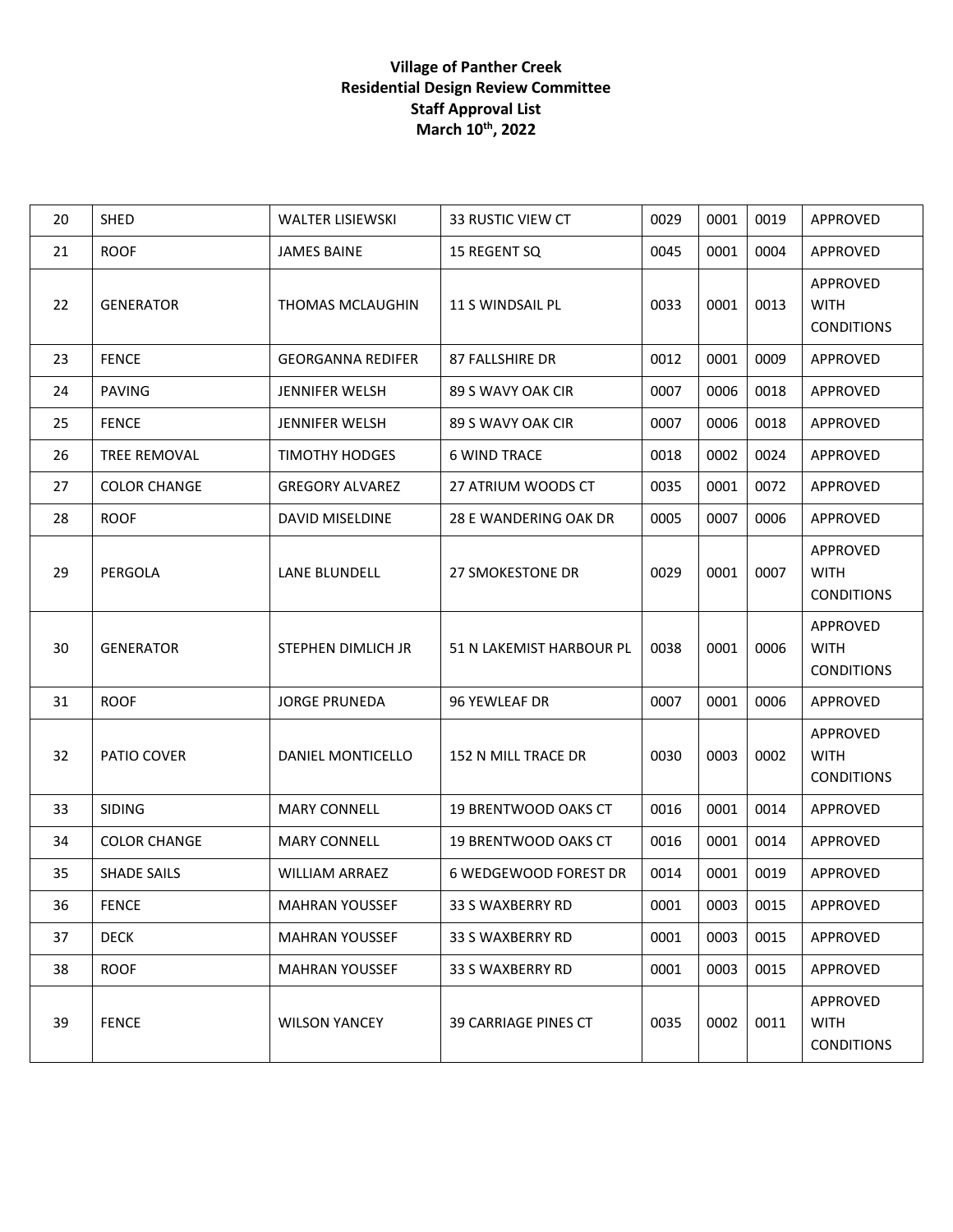**Village of Panther Creek**
**Residential Design Review Committee**
**Staff Approval List**
**March 10th, 2022**

| | | | | | | | |
|---|---|---|---|---|---|---|---|
| 20 | SHED | WALTER LISIEWSKI | 33 RUSTIC VIEW CT | 0029 | 0001 | 0019 | APPROVED |
| 21 | ROOF | JAMES BAINE | 15 REGENT SQ | 0045 | 0001 | 0004 | APPROVED |
| 22 | GENERATOR | THOMAS MCLAUGHIN | 11 S WINDSAIL PL | 0033 | 0001 | 0013 | APPROVED WITH CONDITIONS |
| 23 | FENCE | GEORGANNA REDIFER | 87 FALLSHIRE DR | 0012 | 0001 | 0009 | APPROVED |
| 24 | PAVING | JENNIFER WELSH | 89 S WAVY OAK CIR | 0007 | 0006 | 0018 | APPROVED |
| 25 | FENCE | JENNIFER WELSH | 89 S WAVY OAK CIR | 0007 | 0006 | 0018 | APPROVED |
| 26 | TREE REMOVAL | TIMOTHY HODGES | 6 WIND TRACE | 0018 | 0002 | 0024 | APPROVED |
| 27 | COLOR CHANGE | GREGORY ALVAREZ | 27 ATRIUM WOODS CT | 0035 | 0001 | 0072 | APPROVED |
| 28 | ROOF | DAVID MISELDINE | 28 E WANDERING OAK DR | 0005 | 0007 | 0006 | APPROVED |
| 29 | PERGOLA | LANE BLUNDELL | 27 SMOKESTONE DR | 0029 | 0001 | 0007 | APPROVED WITH CONDITIONS |
| 30 | GENERATOR | STEPHEN DIMLICH JR | 51 N LAKEMIST HARBOUR PL | 0038 | 0001 | 0006 | APPROVED WITH CONDITIONS |
| 31 | ROOF | JORGE PRUNEDA | 96 YEWLEAF DR | 0007 | 0001 | 0006 | APPROVED |
| 32 | PATIO COVER | DANIEL MONTICELLO | 152 N MILL TRACE DR | 0030 | 0003 | 0002 | APPROVED WITH CONDITIONS |
| 33 | SIDING | MARY CONNELL | 19 BRENTWOOD OAKS CT | 0016 | 0001 | 0014 | APPROVED |
| 34 | COLOR CHANGE | MARY CONNELL | 19 BRENTWOOD OAKS CT | 0016 | 0001 | 0014 | APPROVED |
| 35 | SHADE SAILS | WILLIAM ARRAEZ | 6 WEDGEWOOD FOREST DR | 0014 | 0001 | 0019 | APPROVED |
| 36 | FENCE | MAHRAN YOUSSEF | 33 S WAXBERRY RD | 0001 | 0003 | 0015 | APPROVED |
| 37 | DECK | MAHRAN YOUSSEF | 33 S WAXBERRY RD | 0001 | 0003 | 0015 | APPROVED |
| 38 | ROOF | MAHRAN YOUSSEF | 33 S WAXBERRY RD | 0001 | 0003 | 0015 | APPROVED |
| 39 | FENCE | WILSON YANCEY | 39 CARRIAGE PINES CT | 0035 | 0002 | 0011 | APPROVED WITH CONDITIONS |